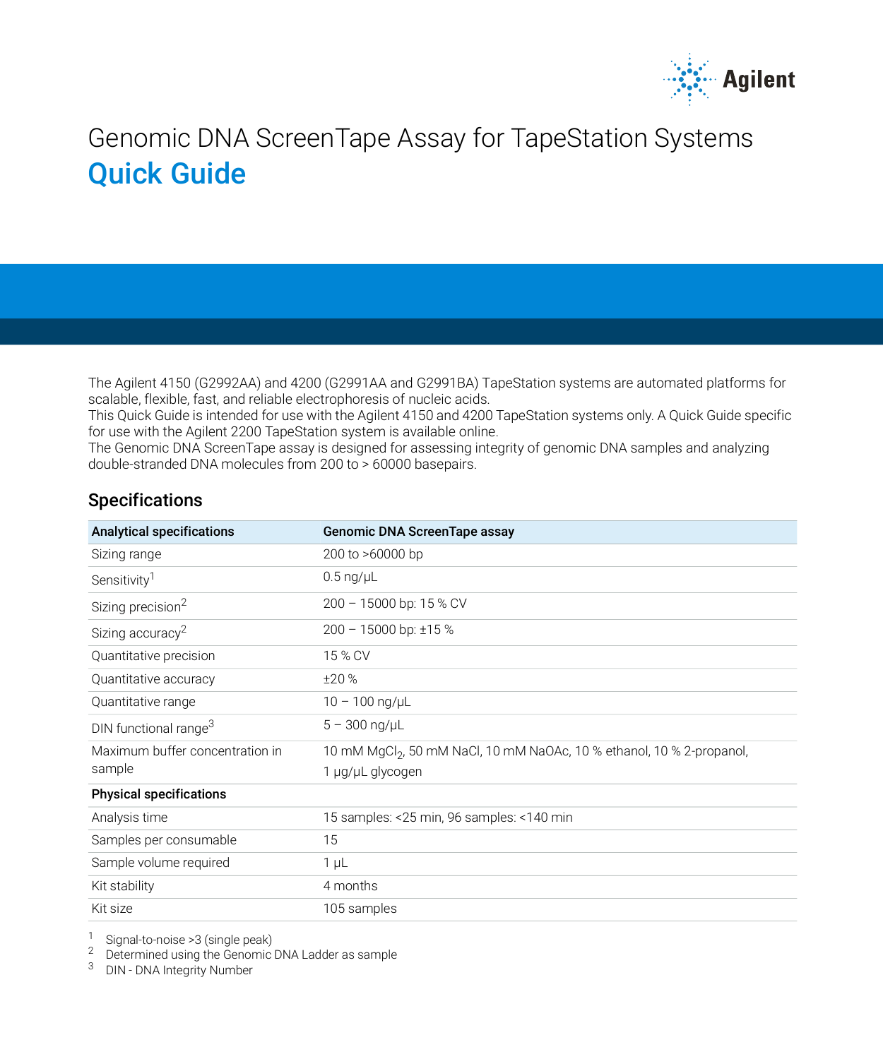# Genomic DNA ScreenTape Assay for TapeStation Systems

## Quick Guide

The Agilent 4150 (G2992AA) and 4200 (G2991AA and G2991BA) TapeStation systems are automated platforms for scalable, flexible, fast, and reliable electrophoresis of nucleic acids.
This Quick Guide is intended for use with the Agilent 4150 and 4200 TapeStation systems only. A Quick Guide specific for use with the Agilent 2200 TapeStation system is available online.
The Genomic DNA ScreenTape assay is designed for assessing integrity of genomic DNA samples and analyzing double-stranded DNA molecules from 200 to > 60000 basepairs.

### Specifications

| Analytical specifications | Genomic DNA ScreenTape assay |
|---|---|
| Sizing range | 200 to >60000 bp |
| Sensitivity[1] | 0.5 ng/µL |
| Sizing precision[2] | 200 – 15000 bp: 15 % CV |
| Sizing accuracy[2] | 200 – 15000 bp: ±15 % |
| Quantitative precision | 15 % CV |
| Quantitative accuracy | ±20 % |
| Quantitative range | 10 – 100 ng/µL |
| DIN functional range[3] | 5 – 300 ng/µL |
| Maximum buffer concentration in sample | 10 mM $MgCl_2$, 50 mM NaCl, 10 mM NaOAc, 10 % ethanol, 10 % 2-propanol, 1 µg/µL glycogen |
| **Physical specifications** | |
| Analysis time | 15 samples: <25 min, 96 samples: <140 min |
| Samples per consumable | 15 |
| Sample volume required | 1 µL |
| Kit stability | 4 months |
| Kit size | 105 samples |

1 Signal-to-noise >3 (single peak)
2 Determined using the Genomic DNA Ladder as sample
3 DIN - DNA Integrity Number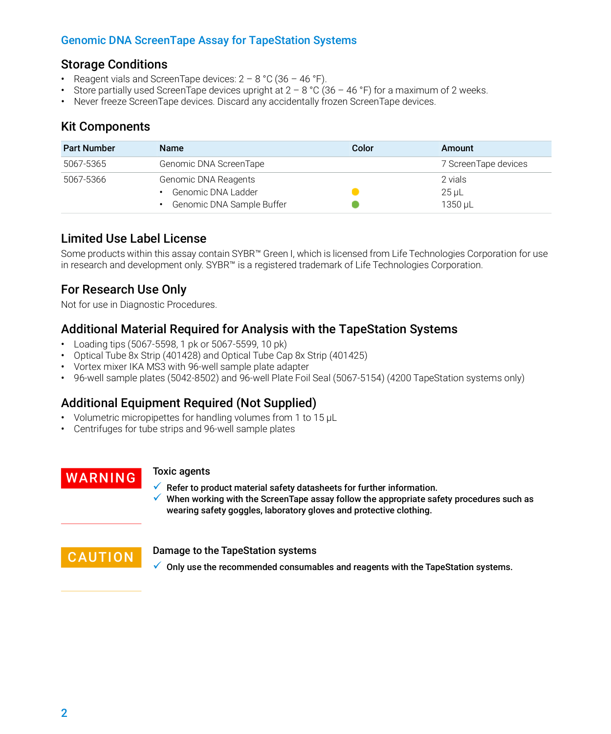## Genomic DNA ScreenTape Assay for TapeStation Systems

### Storage Conditions

- Reagent vials and ScreenTape devices: 2 – 8 °C (36 – 46 °F).
- Store partially used ScreenTape devices upright at 2 – 8 °C (36 – 46 °F) for a maximum of 2 weeks.
- Never freeze ScreenTape devices. Discard any accidentally frozen ScreenTape devices.

### Kit Components

| Part Number | Name | Color | Amount |
|---|---|---|---|
| 5067-5365 | Genomic DNA ScreenTape | | 7 ScreenTape devices |
| 5067-5366 | Genomic DNA Reagents<br>• Genomic DNA Ladder<br>• Genomic DNA Sample Buffer | <br>Yellow<br>Green | 2 vials<br>25 µL<br>1350 µL |

### Limited Use Label License

Some products within this assay contain SYBR™ Green I, which is licensed from Life Technologies Corporation for use in research and development only. SYBR™ is a registered trademark of Life Technologies Corporation.

### For Research Use Only

Not for use in Diagnostic Procedures.

### Additional Material Required for Analysis with the TapeStation Systems

- Loading tips (5067-5598, 1 pk or 5067-5599, 10 pk)
- Optical Tube 8x Strip (401428) and Optical Tube Cap 8x Strip (401425)
- Vortex mixer IKA MS3 with 96-well sample plate adapter
- 96-well sample plates (5042-8502) and 96-well Plate Foil Seal (5067-5154) (4200 TapeStation systems only)

### Additional Equipment Required (Not Supplied)

- Volumetric micropipettes for handling volumes from 1 to 15 µL
- Centrifuges for tube strips and 96-well sample plates

**WARNING**

Toxic agents

- ✓ **Refer to product material safety datasheets for further information.**
- ✓ **When working with the ScreenTape assay follow the appropriate safety procedures such as wearing safety goggles, laboratory gloves and protective clothing.**

**CAUTION**

Damage to the TapeStation systems

- ✓ **Only use the recommended consumables and reagents with the TapeStation systems.**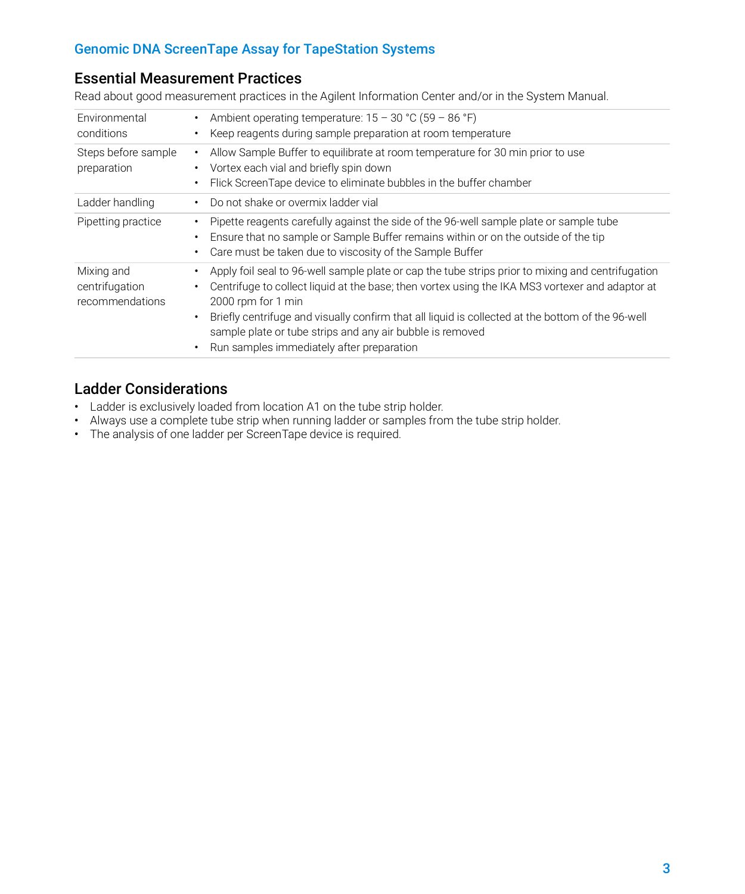## Genomic DNA ScreenTape Assay for TapeStation Systems

## Essential Measurement Practices

Read about good measurement practices in the Agilent Information Center and/or in the System Manual.

| | |
|---|---|
| Environmental conditions | • Ambient operating temperature: 15 – 30 °C (59 – 86 °F)<br>• Keep reagents during sample preparation at room temperature |
| Steps before sample preparation | • Allow Sample Buffer to equilibrate at room temperature for 30 min prior to use<br>• Vortex each vial and briefly spin down<br>• Flick ScreenTape device to eliminate bubbles in the buffer chamber |
| Ladder handling | • Do not shake or overmix ladder vial |
| Pipetting practice | • Pipette reagents carefully against the side of the 96-well sample plate or sample tube<br>• Ensure that no sample or Sample Buffer remains within or on the outside of the tip<br>• Care must be taken due to viscosity of the Sample Buffer |
| Mixing and centrifugation recommendations | • Apply foil seal to 96-well sample plate or cap the tube strips prior to mixing and centrifugation<br>• Centrifuge to collect liquid at the base; then vortex using the IKA MS3 vortexer and adaptor at 2000 rpm for 1 min<br>• Briefly centrifuge and visually confirm that all liquid is collected at the bottom of the 96-well sample plate or tube strips and any air bubble is removed<br>• Run samples immediately after preparation |

## Ladder Considerations

- Ladder is exclusively loaded from location A1 on the tube strip holder.
- Always use a complete tube strip when running ladder or samples from the tube strip holder.
- The analysis of one ladder per ScreenTape device is required.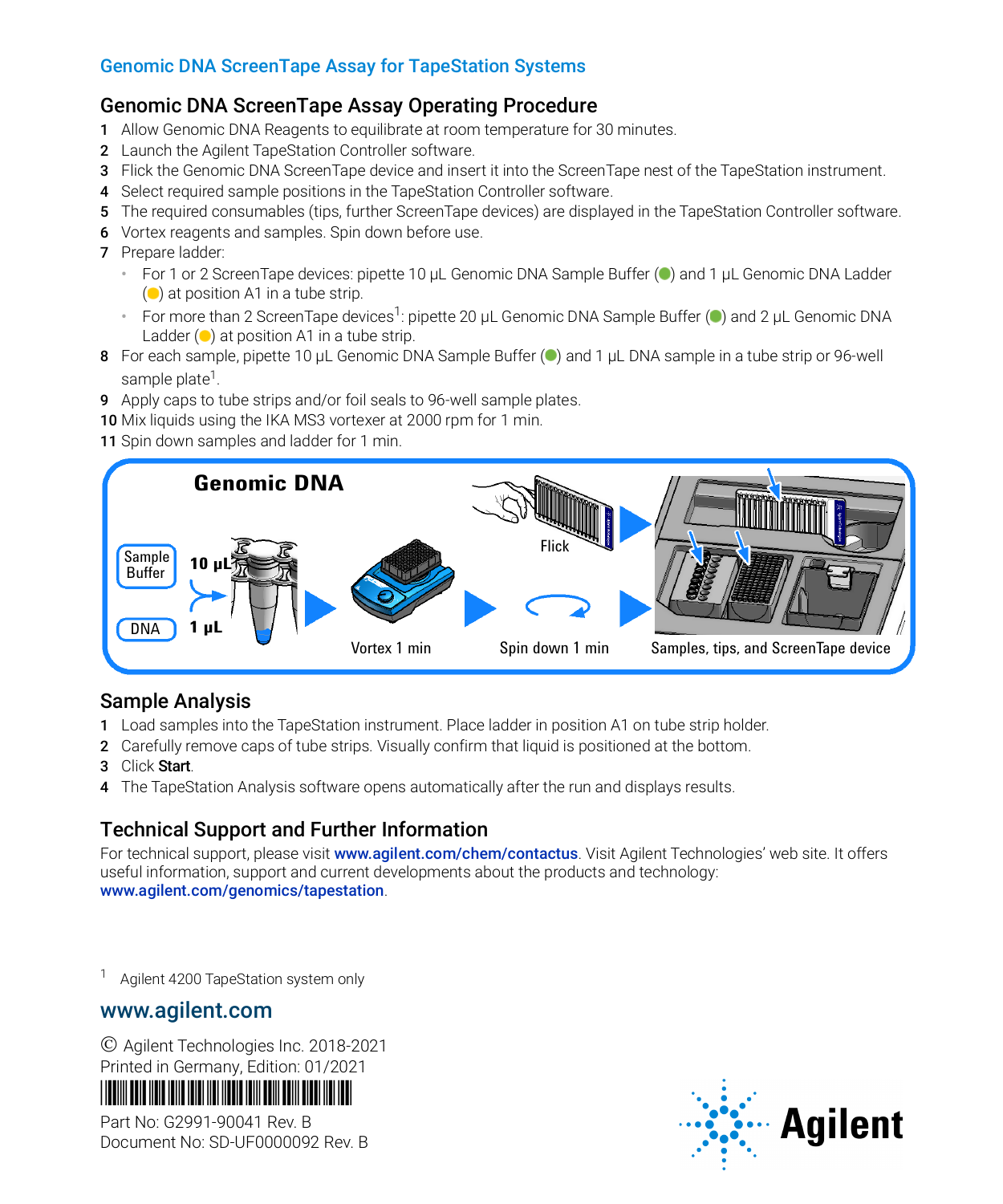Genomic DNA ScreenTape Assay for TapeStation Systems

## Genomic DNA ScreenTape Assay Operating Procedure

1. Allow Genomic DNA Reagents to equilibrate at room temperature for 30 minutes.
2. Launch the Agilent TapeStation Controller software.
3. Flick the Genomic DNA ScreenTape device and insert it into the ScreenTape nest of the TapeStation instrument.
4. Select required sample positions in the TapeStation Controller software.
5. The required consumables (tips, further ScreenTape devices) are displayed in the TapeStation Controller software.
6. Vortex reagents and samples. Spin down before use.
7. Prepare ladder:
   - For 1 or 2 ScreenTape devices: pipette 10 µL Genomic DNA Sample Buffer (●) and 1 µL Genomic DNA Ladder (●) at position A1 in a tube strip.
   - For more than 2 ScreenTape devices[1]: pipette 20 µL Genomic DNA Sample Buffer (●) and 2 µL Genomic DNA Ladder (●) at position A1 in a tube strip.
8. For each sample, pipette 10 µL Genomic DNA Sample Buffer (●) and 1 µL DNA sample in a tube strip or 96-well sample plate[1].
9. Apply caps to tube strips and/or foil seals to 96-well sample plates.
10. Mix liquids using the IKA MS3 vortexer at 2000 rpm for 1 min.
11. Spin down samples and ladder for 1 min.

Genomic DNA

Sample Buffer 10 µL

DNA 1 µL

Vortex 1 min

Flick

Spin down 1 min

Samples, tips, and ScreenTape device

## Sample Analysis

1. Load samples into the TapeStation instrument. Place ladder in position A1 on tube strip holder.
2. Carefully remove caps of tube strips. Visually confirm that liquid is positioned at the bottom.
3. Click **Start**.
4. The TapeStation Analysis software opens automatically after the run and displays results.

## Technical Support and Further Information

For technical support, please visit **www.agilent.com/chem/contactus**. Visit Agilent Technologies' web site. It offers useful information, support and current developments about the products and technology: **www.agilent.com/genomics/tapestation**.

[1] Agilent 4200 TapeStation system only

**www.agilent.com**

© Agilent Technologies Inc. 2018-2021
Printed in Germany, Edition: 01/2021

Part No: G2991-90041 Rev. B
Document No: SD-UF0000092 Rev. B

Agilent